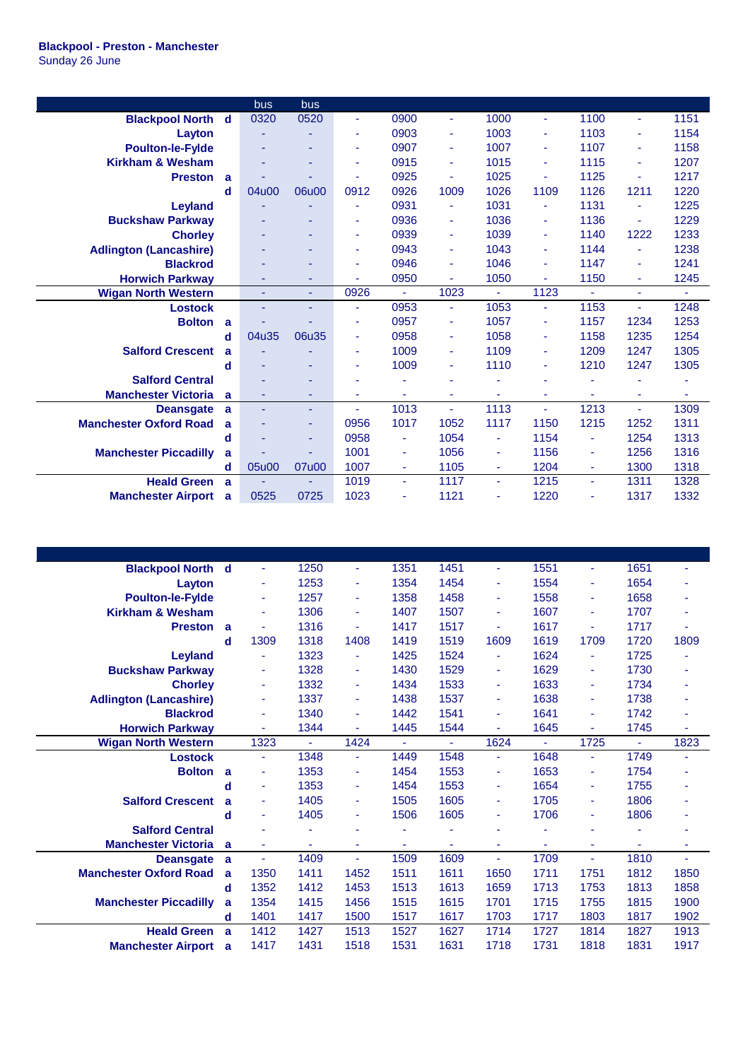**Blackpool - Preston - Manchester**
Sunday 26 June

| | | bus | bus | | | | | | | | |
|---|---|---|---|---|---|---|---|---|---|---|---|
| Blackpool North | d | 0320 | 0520 | - | 0900 | - | 1000 | - | 1100 | - | 1151 |
| Layton | | - | - | - | 0903 | - | 1003 | - | 1103 | - | 1154 |
| Poulton-le-Fylde | | - | - | - | 0907 | - | 1007 | - | 1107 | - | 1158 |
| Kirkham & Wesham | | - | - | - | 0915 | - | 1015 | - | 1115 | - | 1207 |
| Preston | a | - | - | - | 0925 | - | 1025 | - | 1125 | - | 1217 |
| | d | 04u00 | 06u00 | 0912 | 0926 | 1009 | 1026 | 1109 | 1126 | 1211 | 1220 |
| Leyland | | - | - | - | 0931 | - | 1031 | - | 1131 | - | 1225 |
| Buckshaw Parkway | | - | - | - | 0936 | - | 1036 | - | 1136 | - | 1229 |
| Chorley | | - | - | - | 0939 | - | 1039 | - | 1140 | 1222 | 1233 |
| Adlington (Lancashire) | | - | - | - | 0943 | - | 1043 | - | 1144 | - | 1238 |
| Blackrod | | - | - | - | 0946 | - | 1046 | - | 1147 | - | 1241 |
| Horwich Parkway | | - | - | - | 0950 | - | 1050 | - | 1150 | - | 1245 |
| Wigan North Western | | - | - | 0926 | - | 1023 | - | 1123 | - | - | - |
| Lostock | | - | - | - | 0953 | - | 1053 | - | 1153 | - | 1248 |
| Bolton | a | - | - | - | 0957 | - | 1057 | - | 1157 | 1234 | 1253 |
| | d | 04u35 | 06u35 | - | 0958 | - | 1058 | - | 1158 | 1235 | 1254 |
| Salford Crescent | a | - | - | - | 1009 | - | 1109 | - | 1209 | 1247 | 1305 |
| | d | - | - | - | 1009 | - | 1110 | - | 1210 | 1247 | 1305 |
| Salford Central | | - | - | - | - | - | - | - | - | - | - |
| Manchester Victoria | a | - | - | - | - | - | - | - | - | - | - |
| Deansgate | a | - | - | - | 1013 | - | 1113 | - | 1213 | - | 1309 |
| Manchester Oxford Road | a | - | - | 0956 | 1017 | 1052 | 1117 | 1150 | 1215 | 1252 | 1311 |
| | d | - | - | 0958 | - | 1054 | - | 1154 | - | 1254 | 1313 |
| Manchester Piccadilly | a | - | - | 1001 | - | 1056 | - | 1156 | - | 1256 | 1316 |
| | d | 05u00 | 07u00 | 1007 | - | 1105 | - | 1204 | - | 1300 | 1318 |
| Heald Green | a | - | - | 1019 | - | 1117 | - | 1215 | - | 1311 | 1328 |
| Manchester Airport | a | 0525 | 0725 | 1023 | - | 1121 | - | 1220 | - | 1317 | 1332 |

| | | | | | | | | | | | |
|---|---|---|---|---|---|---|---|---|---|---|---|
| Blackpool North | d | - | 1250 | - | 1351 | 1451 | - | 1551 | - | 1651 | - |
| Layton | | - | 1253 | - | 1354 | 1454 | - | 1554 | - | 1654 | - |
| Poulton-le-Fylde | | - | 1257 | - | 1358 | 1458 | - | 1558 | - | 1658 | - |
| Kirkham & Wesham | | - | 1306 | - | 1407 | 1507 | - | 1607 | - | 1707 | - |
| Preston | a | - | 1316 | - | 1417 | 1517 | - | 1617 | - | 1717 | - |
| | d | 1309 | 1318 | 1408 | 1419 | 1519 | 1609 | 1619 | 1709 | 1720 | 1809 |
| Leyland | | - | 1323 | - | 1425 | 1524 | - | 1624 | - | 1725 | - |
| Buckshaw Parkway | | - | 1328 | - | 1430 | 1529 | - | 1629 | - | 1730 | - |
| Chorley | | - | 1332 | - | 1434 | 1533 | - | 1633 | - | 1734 | - |
| Adlington (Lancashire) | | - | 1337 | - | 1438 | 1537 | - | 1638 | - | 1738 | - |
| Blackrod | | - | 1340 | - | 1442 | 1541 | - | 1641 | - | 1742 | - |
| Horwich Parkway | | - | 1344 | - | 1445 | 1544 | - | 1645 | - | 1745 | - |
| Wigan North Western | | 1323 | - | 1424 | - | - | 1624 | - | 1725 | - | 1823 |
| Lostock | | - | 1348 | - | 1449 | 1548 | - | 1648 | - | 1749 | - |
| Bolton | a | - | 1353 | - | 1454 | 1553 | - | 1653 | - | 1754 | - |
| | d | - | 1353 | - | 1454 | 1553 | - | 1654 | - | 1755 | - |
| Salford Crescent | a | - | 1405 | - | 1505 | 1605 | - | 1705 | - | 1806 | - |
| | d | - | 1405 | - | 1506 | 1605 | - | 1706 | - | 1806 | - |
| Salford Central | | - | - | - | - | - | - | - | - | - | - |
| Manchester Victoria | a | - | - | - | - | - | - | - | - | - | - |
| Deansgate | a | - | 1409 | - | 1509 | 1609 | - | 1709 | - | 1810 | - |
| Manchester Oxford Road | a | 1350 | 1411 | 1452 | 1511 | 1611 | 1650 | 1711 | 1751 | 1812 | 1850 |
| | d | 1352 | 1412 | 1453 | 1513 | 1613 | 1659 | 1713 | 1753 | 1813 | 1858 |
| Manchester Piccadilly | a | 1354 | 1415 | 1456 | 1515 | 1615 | 1701 | 1715 | 1755 | 1815 | 1900 |
| | d | 1401 | 1417 | 1500 | 1517 | 1617 | 1703 | 1717 | 1803 | 1817 | 1902 |
| Heald Green | a | 1412 | 1427 | 1513 | 1527 | 1627 | 1714 | 1727 | 1814 | 1827 | 1913 |
| Manchester Airport | a | 1417 | 1431 | 1518 | 1531 | 1631 | 1718 | 1731 | 1818 | 1831 | 1917 |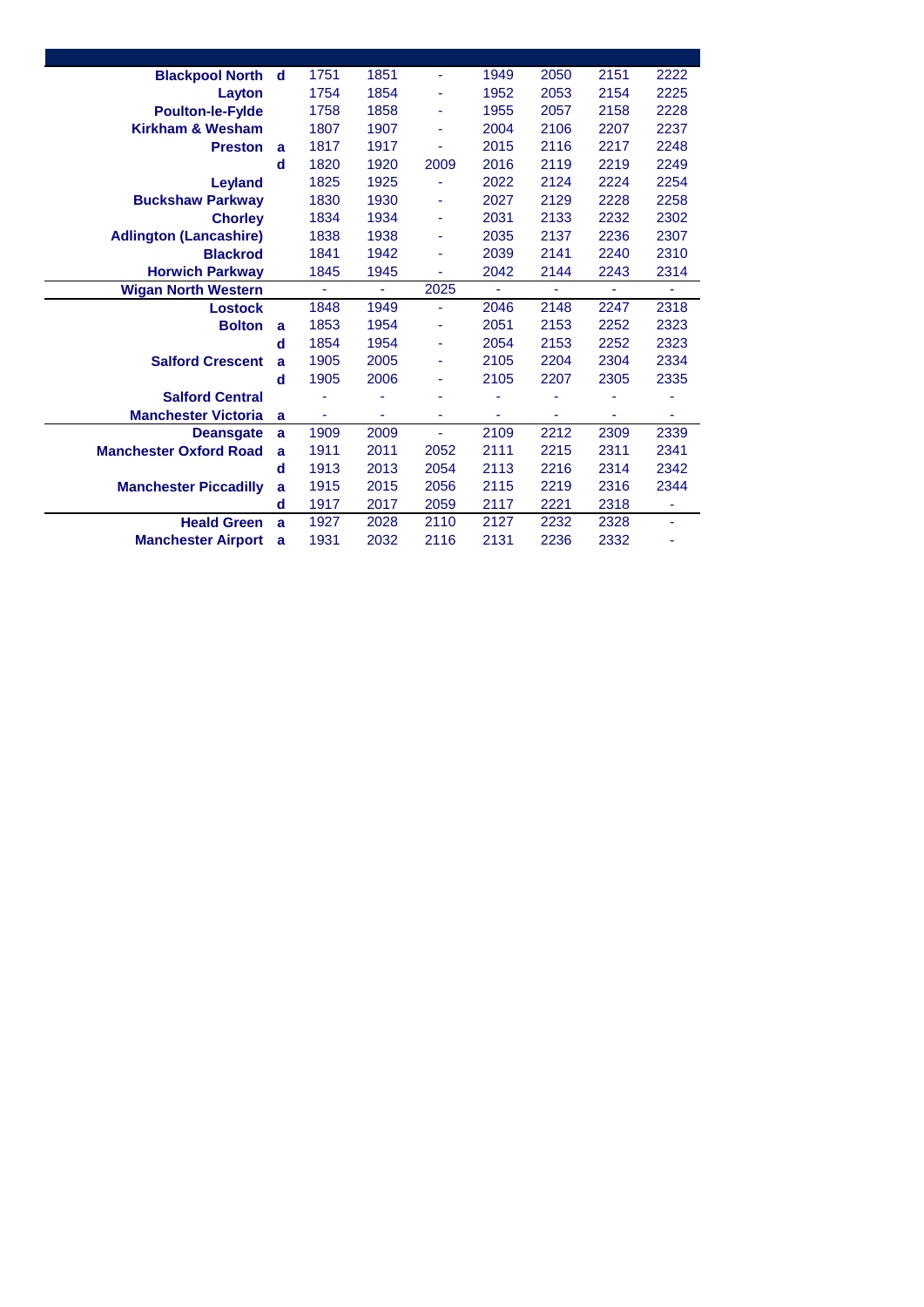| Station | | | | | | | | |
|---|---|---|---|---|---|---|---|---|
| **Blackpool North** | **d** | 1751 | 1851 | - | 1949 | 2050 | 2151 | 2222 |
| **Layton** | | 1754 | 1854 | - | 1952 | 2053 | 2154 | 2225 |
| **Poulton-le-Fylde** | | 1758 | 1858 | - | 1955 | 2057 | 2158 | 2228 |
| **Kirkham & Wesham** | | 1807 | 1907 | - | 2004 | 2106 | 2207 | 2237 |
| **Preston** | **a** | 1817 | 1917 | - | 2015 | 2116 | 2217 | 2248 |
| | **d** | 1820 | 1920 | 2009 | 2016 | 2119 | 2219 | 2249 |
| **Leyland** | | 1825 | 1925 | - | 2022 | 2124 | 2224 | 2254 |
| **Buckshaw Parkway** | | 1830 | 1930 | - | 2027 | 2129 | 2228 | 2258 |
| **Chorley** | | 1834 | 1934 | - | 2031 | 2133 | 2232 | 2302 |
| **Adlington (Lancashire)** | | 1838 | 1938 | - | 2035 | 2137 | 2236 | 2307 |
| **Blackrod** | | 1841 | 1942 | - | 2039 | 2141 | 2240 | 2310 |
| **Horwich Parkway** | | 1845 | 1945 | - | 2042 | 2144 | 2243 | 2314 |
| **Wigan North Western** | | - | - | 2025 | - | - | - | - |
| **Lostock** | | 1848 | 1949 | - | 2046 | 2148 | 2247 | 2318 |
| **Bolton** | **a** | 1853 | 1954 | - | 2051 | 2153 | 2252 | 2323 |
| | **d** | 1854 | 1954 | - | 2054 | 2153 | 2252 | 2323 |
| **Salford Crescent** | **a** | 1905 | 2005 | - | 2105 | 2204 | 2304 | 2334 |
| | **d** | 1905 | 2006 | - | 2105 | 2207 | 2305 | 2335 |
| **Salford Central** | | - | - | - | - | - | - | - |
| **Manchester Victoria** | **a** | - | - | - | - | - | - | - |
| **Deansgate** | **a** | 1909 | 2009 | - | 2109 | 2212 | 2309 | 2339 |
| **Manchester Oxford Road** | **a** | 1911 | 2011 | 2052 | 2111 | 2215 | 2311 | 2341 |
| | **d** | 1913 | 2013 | 2054 | 2113 | 2216 | 2314 | 2342 |
| **Manchester Piccadilly** | **a** | 1915 | 2015 | 2056 | 2115 | 2219 | 2316 | 2344 |
| | **d** | 1917 | 2017 | 2059 | 2117 | 2221 | 2318 | - |
| **Heald Green** | **a** | 1927 | 2028 | 2110 | 2127 | 2232 | 2328 | - |
| **Manchester Airport** | **a** | 1931 | 2032 | 2116 | 2131 | 2236 | 2332 | - |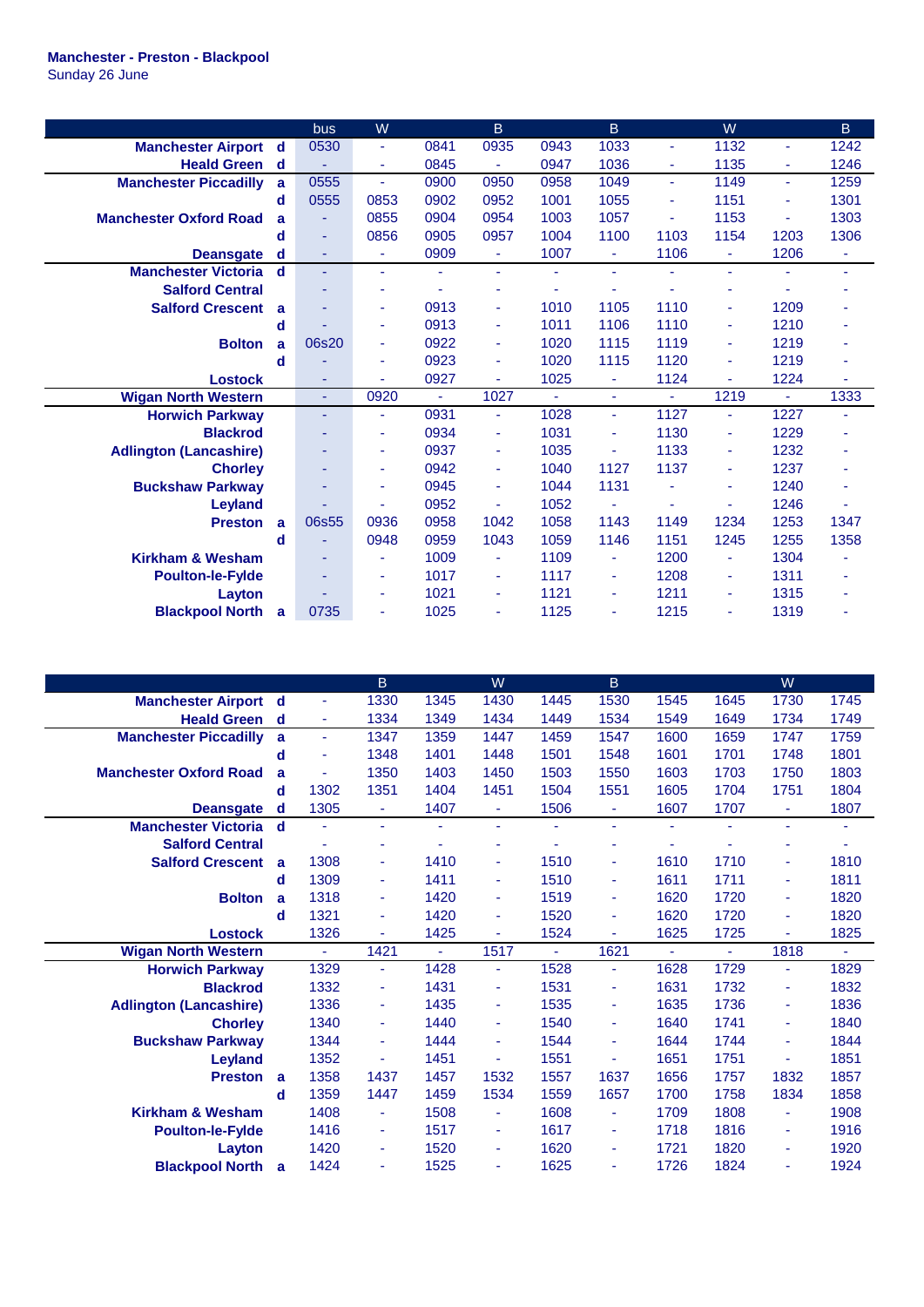**Manchester - Preston - Blackpool**
Sunday 26 June

| | | bus | W | | B | | B | | W | | B |
|---|---|---|---|---|---|---|---|---|---|---|---|
| **Manchester Airport** | **d** | 0530 | - | 0841 | 0935 | 0943 | 1033 | - | 1132 | - | 1242 |
| **Heald Green** | **d** | - | - | 0845 | - | 0947 | 1036 | - | 1135 | - | 1246 |
| **Manchester Piccadilly** | **a** | 0555 | - | 0900 | 0950 | 0958 | 1049 | - | 1149 | - | 1259 |
| | **d** | 0555 | 0853 | 0902 | 0952 | 1001 | 1055 | - | 1151 | - | 1301 |
| **Manchester Oxford Road** | **a** | - | 0855 | 0904 | 0954 | 1003 | 1057 | - | 1153 | - | 1303 |
| | **d** | - | 0856 | 0905 | 0957 | 1004 | 1100 | 1103 | 1154 | 1203 | 1306 |
| **Deansgate** | **d** | - | - | 0909 | - | 1007 | - | 1106 | - | 1206 | - |
| **Manchester Victoria** | **d** | - | - | - | - | - | - | - | - | - | - |
| **Salford Central** | | - | - | - | - | - | - | - | - | - | - |
| **Salford Crescent** | **a** | - | - | 0913 | - | 1010 | 1105 | 1110 | - | 1209 | - |
| | **d** | - | - | 0913 | - | 1011 | 1106 | 1110 | - | 1210 | - |
| **Bolton** | **a** | 06s20 | - | 0922 | - | 1020 | 1115 | 1119 | - | 1219 | - |
| | **d** | - | - | 0923 | - | 1020 | 1115 | 1120 | - | 1219 | - |
| **Lostock** | | - | - | 0927 | - | 1025 | - | 1124 | - | 1224 | - |
| **Wigan North Western** | | - | 0920 | - | 1027 | - | - | - | 1219 | - | 1333 |
| **Horwich Parkway** | | - | - | 0931 | - | 1028 | - | 1127 | - | 1227 | - |
| **Blackrod** | | - | - | 0934 | - | 1031 | - | 1130 | - | 1229 | - |
| **Adlington (Lancashire)** | | - | - | 0937 | - | 1035 | - | 1133 | - | 1232 | - |
| **Chorley** | | - | - | 0942 | - | 1040 | 1127 | 1137 | - | 1237 | - |
| **Buckshaw Parkway** | | - | - | 0945 | - | 1044 | 1131 | - | - | 1240 | - |
| **Leyland** | | - | - | 0952 | - | 1052 | - | - | - | 1246 | - |
| **Preston** | **a** | 06s55 | 0936 | 0958 | 1042 | 1058 | 1143 | 1149 | 1234 | 1253 | 1347 |
| | **d** | - | 0948 | 0959 | 1043 | 1059 | 1146 | 1151 | 1245 | 1255 | 1358 |
| **Kirkham & Wesham** | | - | - | 1009 | - | 1109 | - | 1200 | - | 1304 | - |
| **Poulton-le-Fylde** | | - | - | 1017 | - | 1117 | - | 1208 | - | 1311 | - |
| **Layton** | | - | - | 1021 | - | 1121 | - | 1211 | - | 1315 | - |
| **Blackpool North** | **a** | 0735 | - | 1025 | - | 1125 | - | 1215 | - | 1319 | - |

| | | | B | | W | | B | | | W | |
|---|---|---|---|---|---|---|---|---|---|---|---|
| **Manchester Airport** | **d** | - | 1330 | 1345 | 1430 | 1445 | 1530 | 1545 | 1645 | 1730 | 1745 |
| **Heald Green** | **d** | - | 1334 | 1349 | 1434 | 1449 | 1534 | 1549 | 1649 | 1734 | 1749 |
| **Manchester Piccadilly** | **a** | - | 1347 | 1359 | 1447 | 1459 | 1547 | 1600 | 1659 | 1747 | 1759 |
| | **d** | - | 1348 | 1401 | 1448 | 1501 | 1548 | 1601 | 1701 | 1748 | 1801 |
| **Manchester Oxford Road** | **a** | - | 1350 | 1403 | 1450 | 1503 | 1550 | 1603 | 1703 | 1750 | 1803 |
| | **d** | 1302 | 1351 | 1404 | 1451 | 1504 | 1551 | 1605 | 1704 | 1751 | 1804 |
| **Deansgate** | **d** | 1305 | - | 1407 | - | 1506 | - | 1607 | 1707 | - | 1807 |
| **Manchester Victoria** | **d** | - | - | - | - | - | - | - | - | - | - |
| **Salford Central** | | - | - | - | - | - | - | - | - | - | - |
| **Salford Crescent** | **a** | 1308 | - | 1410 | - | 1510 | - | 1610 | 1710 | - | 1810 |
| | **d** | 1309 | - | 1411 | - | 1510 | - | 1611 | 1711 | - | 1811 |
| **Bolton** | **a** | 1318 | - | 1420 | - | 1519 | - | 1620 | 1720 | - | 1820 |
| | **d** | 1321 | - | 1420 | - | 1520 | - | 1620 | 1720 | - | 1820 |
| **Lostock** | | 1326 | - | 1425 | - | 1524 | - | 1625 | 1725 | - | 1825 |
| **Wigan North Western** | | - | 1421 | - | 1517 | - | 1621 | - | - | 1818 | - |
| **Horwich Parkway** | | 1329 | - | 1428 | - | 1528 | - | 1628 | 1729 | - | 1829 |
| **Blackrod** | | 1332 | - | 1431 | - | 1531 | - | 1631 | 1732 | - | 1832 |
| **Adlington (Lancashire)** | | 1336 | - | 1435 | - | 1535 | - | 1635 | 1736 | - | 1836 |
| **Chorley** | | 1340 | - | 1440 | - | 1540 | - | 1640 | 1741 | - | 1840 |
| **Buckshaw Parkway** | | 1344 | - | 1444 | - | 1544 | - | 1644 | 1744 | - | 1844 |
| **Leyland** | | 1352 | - | 1451 | - | 1551 | - | 1651 | 1751 | - | 1851 |
| **Preston** | **a** | 1358 | 1437 | 1457 | 1532 | 1557 | 1637 | 1656 | 1757 | 1832 | 1857 |
| | **d** | 1359 | 1447 | 1459 | 1534 | 1559 | 1657 | 1700 | 1758 | 1834 | 1858 |
| **Kirkham & Wesham** | | 1408 | - | 1508 | - | 1608 | - | 1709 | 1808 | - | 1908 |
| **Poulton-le-Fylde** | | 1416 | - | 1517 | - | 1617 | - | 1718 | 1816 | - | 1916 |
| **Layton** | | 1420 | - | 1520 | - | 1620 | - | 1721 | 1820 | - | 1920 |
| **Blackpool North** | **a** | 1424 | - | 1525 | - | 1625 | - | 1726 | 1824 | - | 1924 |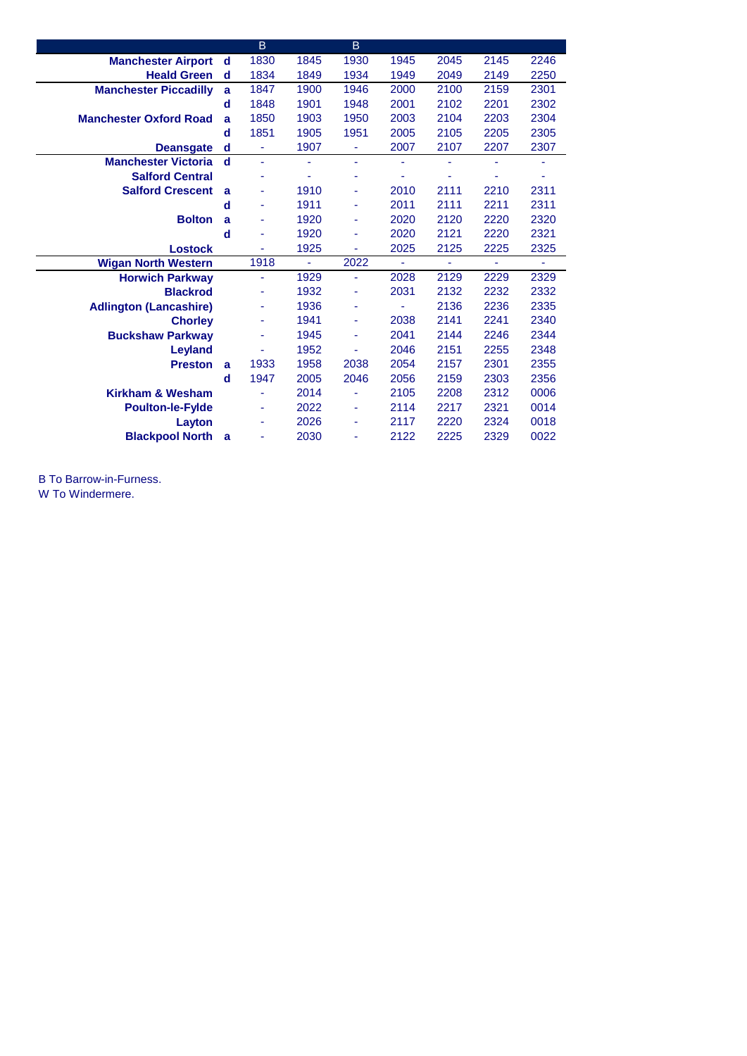| | | B | | B | | | | |
|---|---|---|---|---|---|---|---|---|
| **Manchester Airport** | d | 1830 | 1845 | 1930 | 1945 | 2045 | 2145 | 2246 |
| **Heald Green** | d | 1834 | 1849 | 1934 | 1949 | 2049 | 2149 | 2250 |
| **Manchester Piccadilly** | a | 1847 | 1900 | 1946 | 2000 | 2100 | 2159 | 2301 |
| | d | 1848 | 1901 | 1948 | 2001 | 2102 | 2201 | 2302 |
| **Manchester Oxford Road** | a | 1850 | 1903 | 1950 | 2003 | 2104 | 2203 | 2304 |
| | d | 1851 | 1905 | 1951 | 2005 | 2105 | 2205 | 2305 |
| **Deansgate** | d | - | 1907 | - | 2007 | 2107 | 2207 | 2307 |
| **Manchester Victoria** | d | - | - | - | - | - | - | - |
| **Salford Central** | | - | - | - | - | - | - | - |
| **Salford Crescent** | a | - | 1910 | - | 2010 | 2111 | 2210 | 2311 |
| | d | - | 1911 | - | 2011 | 2111 | 2211 | 2311 |
| **Bolton** | a | - | 1920 | - | 2020 | 2120 | 2220 | 2320 |
| | d | - | 1920 | - | 2020 | 2121 | 2220 | 2321 |
| **Lostock** | | - | 1925 | - | 2025 | 2125 | 2225 | 2325 |
| **Wigan North Western** | | 1918 | - | 2022 | - | - | - | - |
| **Horwich Parkway** | | - | 1929 | - | 2028 | 2129 | 2229 | 2329 |
| **Blackrod** | | - | 1932 | - | 2031 | 2132 | 2232 | 2332 |
| **Adlington (Lancashire)** | | - | 1936 | - | - | 2136 | 2236 | 2335 |
| **Chorley** | | - | 1941 | - | 2038 | 2141 | 2241 | 2340 |
| **Buckshaw Parkway** | | - | 1945 | - | 2041 | 2144 | 2246 | 2344 |
| **Leyland** | | - | 1952 | - | 2046 | 2151 | 2255 | 2348 |
| **Preston** | a | 1933 | 1958 | 2038 | 2054 | 2157 | 2301 | 2355 |
| | d | 1947 | 2005 | 2046 | 2056 | 2159 | 2303 | 2356 |
| **Kirkham & Wesham** | | - | 2014 | - | 2105 | 2208 | 2312 | 0006 |
| **Poulton-le-Fylde** | | - | 2022 | - | 2114 | 2217 | 2321 | 0014 |
| **Layton** | | - | 2026 | - | 2117 | 2220 | 2324 | 0018 |
| **Blackpool North** | a | - | 2030 | - | 2122 | 2225 | 2329 | 0022 |

B To Barrow-in-Furness.
W To Windermere.